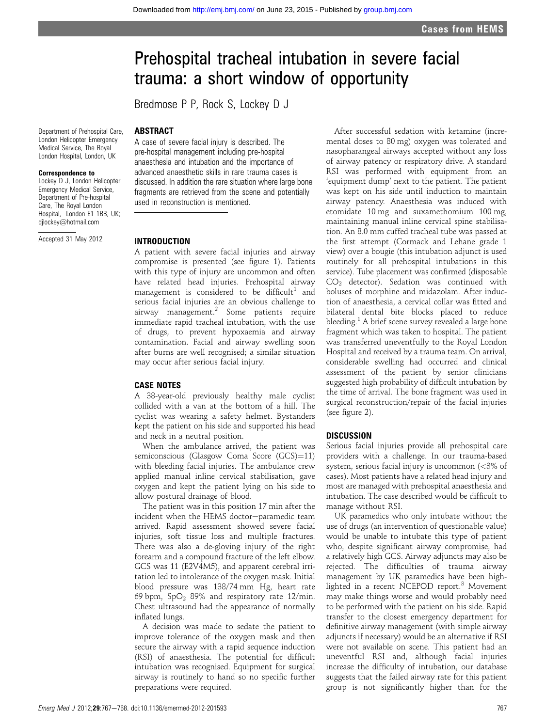# Prehospital tracheal intubation in severe facial trauma: a short window of opportunity

Bredmose P P, Rock S, Lockey D J

Department of Prehospital Care, London Helicopter Emergency Medical Service, The Royal London Hospital, London, UK

**Correspondence to**
Lockey D J, London Helicopter Emergency Medical Service, Department of Pre-hospital Care, The Royal London Hospital, London E1 1BB, UK; djlockey@hotmail.com

Accepted 31 May 2012

## ABSTRACT

A case of severe facial injury is described. The pre-hospital management including pre-hospital anaesthesia and intubation and the importance of advanced anaesthetic skills in rare trauma cases is discussed. In addition the rare situation where large bone fragments are retrieved from the scene and potentially used in reconstruction is mentioned.

## INTRODUCTION

A patient with severe facial injuries and airway compromise is presented (see figure 1). Patients with this type of injury are uncommon and often have related head injuries. Prehospital airway management is considered to be difficult[1] and serious facial injuries are an obvious challenge to airway management.[2] Some patients require immediate rapid tracheal intubation, with the use of drugs, to prevent hypoxaemia and airway contamination. Facial and airway swelling soon after burns are well recognised; a similar situation may occur after serious facial injury.

## CASE NOTES

A 38-year-old previously healthy male cyclist collided with a van at the bottom of a hill. The cyclist was wearing a safety helmet. Bystanders kept the patient on his side and supported his head and neck in a neutral position.

When the ambulance arrived, the patient was semiconscious (Glasgow Coma Score (GCS)=11) with bleeding facial injuries. The ambulance crew applied manual inline cervical stabilisation, gave oxygen and kept the patient lying on his side to allow postural drainage of blood.

The patient was in this position 17 min after the incident when the HEMS doctor–paramedic team arrived. Rapid assessment showed severe facial injuries, soft tissue loss and multiple fractures. There was also a de-gloving injury of the right forearm and a compound fracture of the left elbow. GCS was 11 (E2V4M5), and apparent cerebral irritation led to intolerance of the oxygen mask. Initial blood pressure was 138/74 mm Hg, heart rate 69 bpm, $SpO_2$ 89% and respiratory rate 12/min. Chest ultrasound had the appearance of normally inflated lungs.

A decision was made to sedate the patient to improve tolerance of the oxygen mask and then secure the airway with a rapid sequence induction (RSI) of anaesthesia. The potential for difficult intubation was recognised. Equipment for surgical airway is routinely to hand so no specific further preparations were required.

After successful sedation with ketamine (incremental doses to 80 mg) oxygen was tolerated and nasopharangeal airways accepted without any loss of airway patency or respiratory drive. A standard RSI was performed with equipment from an 'equipment dump' next to the patient. The patient was kept on his side until induction to maintain airway patency. Anaesthesia was induced with etomidate 10 mg and suxamethonium 100 mg, maintaining manual inline cervical spine stabilisation. An 8.0 mm cuffed tracheal tube was passed at the first attempt (Cormack and Lehane grade 1 view) over a bougie (this intubation adjunct is used routinely for all prehospital intubations in this service). Tube placement was confirmed (disposable $CO_2$ detector). Sedation was continued with boluses of morphine and midazolam. After induction of anaesthesia, a cervical collar was fitted and bilateral dental bite blocks placed to reduce bleeding.[1] A brief scene survey revealed a large bone fragment which was taken to hospital. The patient was transferred uneventfully to the Royal London Hospital and received by a trauma team. On arrival, considerable swelling had occurred and clinical assessment of the patient by senior clinicians suggested high probability of difficult intubation by the time of arrival. The bone fragment was used in surgical reconstruction/repair of the facial injuries (see figure 2).

## DISCUSSION

Serious facial injuries provide all prehospital care providers with a challenge. In our trauma-based system, serious facial injury is uncommon (<3% of cases). Most patients have a related head injury and most are managed with prehospital anaesthesia and intubation. The case described would be difficult to manage without RSI.

UK paramedics who only intubate without the use of drugs (an intervention of questionable value) would be unable to intubate this type of patient who, despite significant airway compromise, had a relatively high GCS. Airway adjuncts may also be rejected. The difficulties of trauma airway management by UK paramedics have been highlighted in a recent NCEPOD report.[3] Movement may make things worse and would probably need to be performed with the patient on his side. Rapid transfer to the closest emergency department for definitive airway management (with simple airway adjuncts if necessary) would be an alternative if RSI were not available on scene. This patient had an uneventful RSI and, although facial injuries increase the difficulty of intubation, our database suggests that the failed airway rate for this patient group is not significantly higher than for the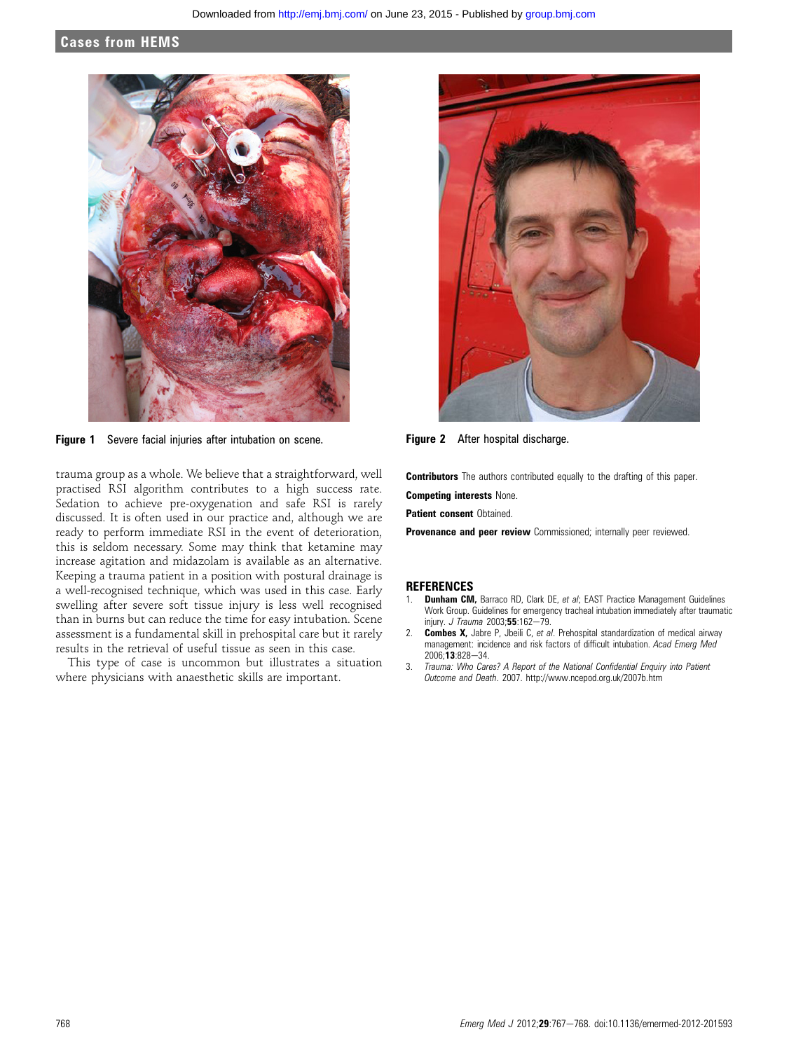Figure 1 Severe facial injuries after intubation on scene.

Figure 2 After hospital discharge.

trauma group as a whole. We believe that a straightforward, well practised RSI algorithm contributes to a high success rate. Sedation to achieve pre-oxygenation and safe RSI is rarely discussed. It is often used in our practice and, although we are ready to perform immediate RSI in the event of deterioration, this is seldom necessary. Some may think that ketamine may increase agitation and midazolam is available as an alternative. Keeping a trauma patient in a position with postural drainage is a well-recognised technique, which was used in this case. Early swelling after severe soft tissue injury is less well recognised than in burns but can reduce the time for easy intubation. Scene assessment is a fundamental skill in prehospital care but it rarely results in the retrieval of useful tissue as seen in this case.

This type of case is uncommon but illustrates a situation where physicians with anaesthetic skills are important.

**Contributors** The authors contributed equally to the drafting of this paper.

**Competing interests** None.

**Patient consent** Obtained.

**Provenance and peer review** Commissioned; internally peer reviewed.

## REFERENCES

1. **Dunham CM,** Barraco RD, Clark DE, *et al*; EAST Practice Management Guidelines Work Group. Guidelines for emergency tracheal intubation immediately after traumatic injury. *J Trauma* 2003;**55**:162–79.
2. **Combes X,** Jabre P, Jbeili C, *et al*. Prehospital standardization of medical airway management: incidence and risk factors of difficult intubation. *Acad Emerg Med* 2006;**13**:828–34.
3. *Trauma: Who Cares? A Report of the National Confidential Enquiry into Patient Outcome and Death*. 2007. http://www.ncepod.org.uk/2007b.htm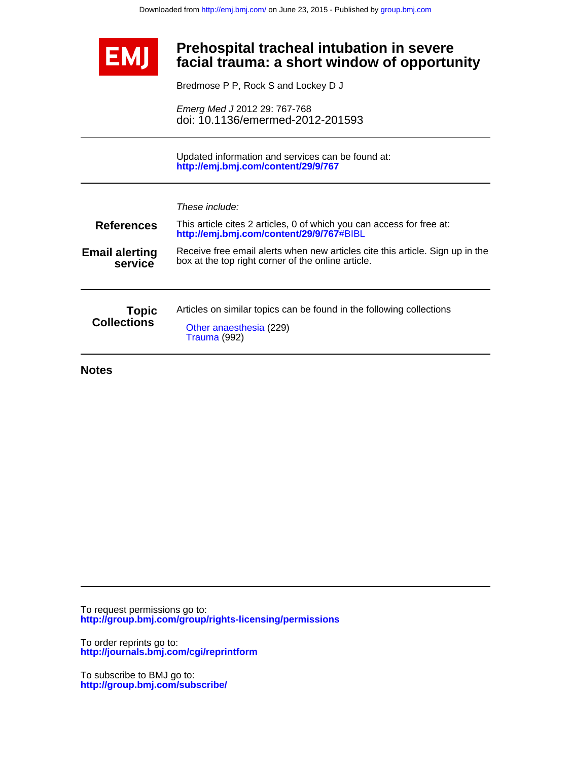Downloaded from http://emj.bmj.com/ on June 23, 2015 - Published by group.bmj.com

EMJ

# Prehospital tracheal intubation in severe facial trauma: a short window of opportunity

Bredmose P P, Rock S and Lockey D J

*Emerg Med J* 2012 29: 767-768
doi: 10.1136/emermed-2012-201593

Updated information and services can be found at:
**http://emj.bmj.com/content/29/9/767**

*These include:*

**References**

This article cites 2 articles, 0 of which you can access for free at:
**http://emj.bmj.com/content/29/9/767**#BIBL

**Email alerting service**

Receive free email alerts when new articles cite this article. Sign up in the box at the top right corner of the online article.

**Topic Collections**

Articles on similar topics can be found in the following collections

- Other anaesthesia (229)
- Trauma (992)

## Notes

To request permissions go to:
**http://group.bmj.com/group/rights-licensing/permissions**

To order reprints go to:
**http://journals.bmj.com/cgi/reprintform**

To subscribe to BMJ go to:
**http://group.bmj.com/subscribe/**